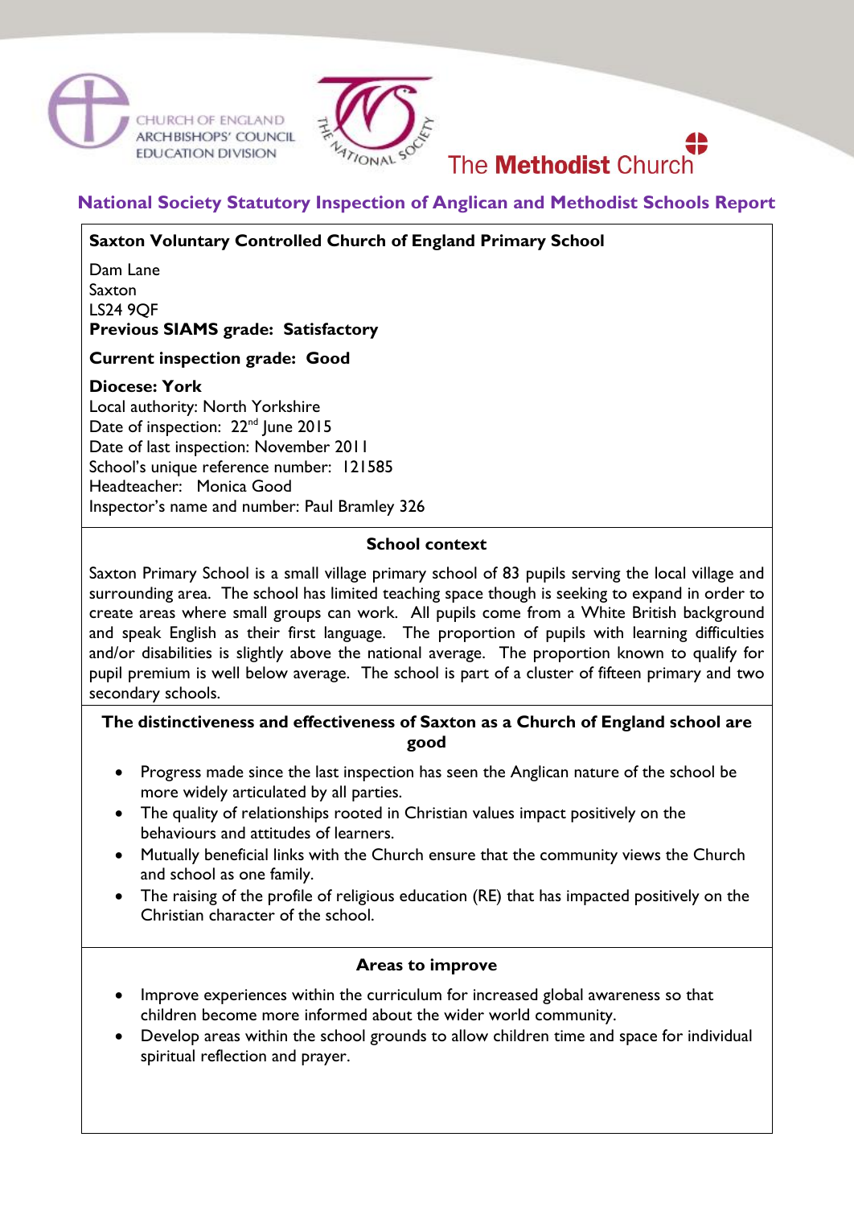CHURCH OF ENGLAND
ARCHBISHOPS' COUNCIL
EDUCATION DIVISION

THE NATIONAL SOCIETY

The **Methodist** Church

## National Society Statutory Inspection of Anglican and Methodist Schools Report

**Saxton Voluntary Controlled Church of England Primary School**

Dam Lane
Saxton
LS24 9QF

**Previous SIAMS grade: Satisfactory**

**Current inspection grade: Good**

**Diocese: York**

Local authority: North Yorkshire
Date of inspection: 22nd June 2015
Date of last inspection: November 2011
School's unique reference number: 121585
Headteacher: Monica Good
Inspector's name and number: Paul Bramley 326

### School context

Saxton Primary School is a small village primary school of 83 pupils serving the local village and surrounding area. The school has limited teaching space though is seeking to expand in order to create areas where small groups can work. All pupils come from a White British background and speak English as their first language. The proportion of pupils with learning difficulties and/or disabilities is slightly above the national average. The proportion known to qualify for pupil premium is well below average. The school is part of a cluster of fifteen primary and two secondary schools.

### The distinctiveness and effectiveness of Saxton as a Church of England school are good

- Progress made since the last inspection has seen the Anglican nature of the school be more widely articulated by all parties.
- The quality of relationships rooted in Christian values impact positively on the behaviours and attitudes of learners.
- Mutually beneficial links with the Church ensure that the community views the Church and school as one family.
- The raising of the profile of religious education (RE) that has impacted positively on the Christian character of the school.

### Areas to improve

- Improve experiences within the curriculum for increased global awareness so that children become more informed about the wider world community.
- Develop areas within the school grounds to allow children time and space for individual spiritual reflection and prayer.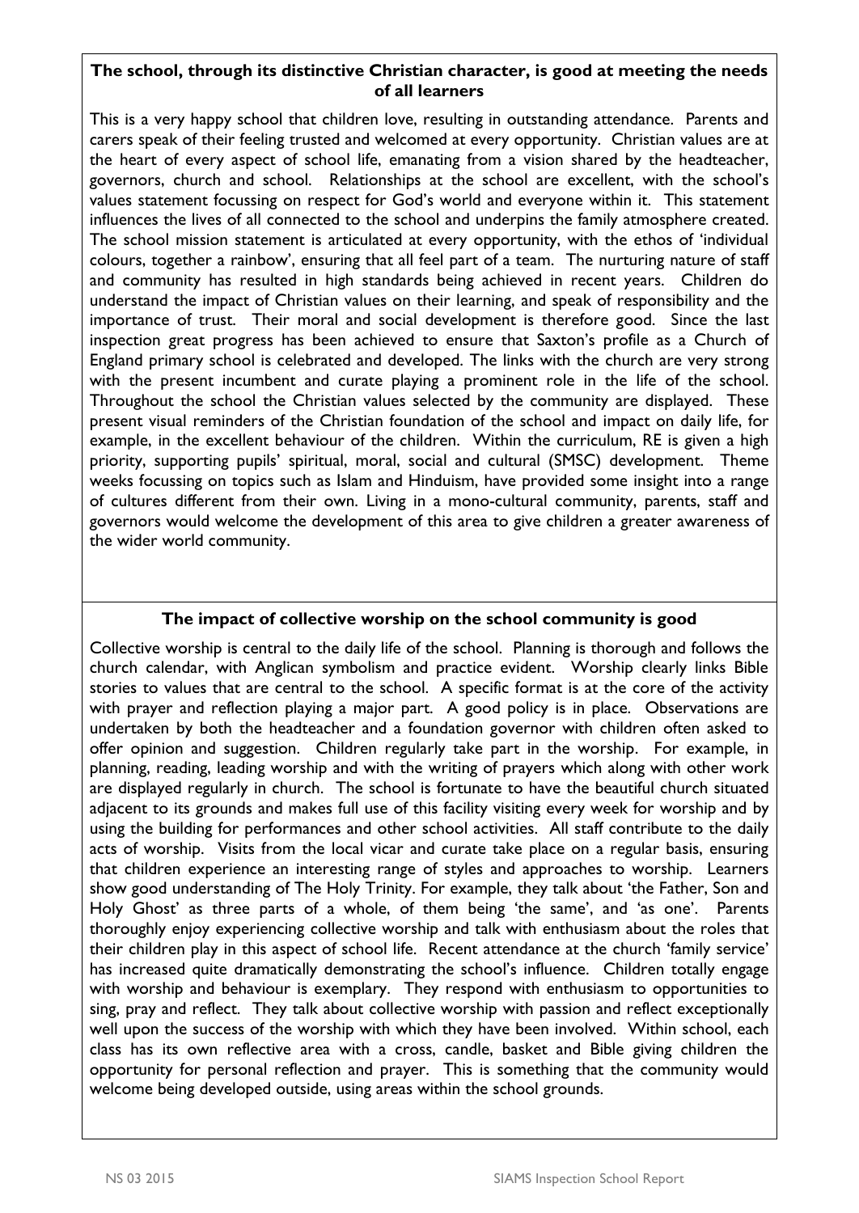**The school, through its distinctive Christian character, is good at meeting the needs of all learners**

This is a very happy school that children love, resulting in outstanding attendance. Parents and carers speak of their feeling trusted and welcomed at every opportunity. Christian values are at the heart of every aspect of school life, emanating from a vision shared by the headteacher, governors, church and school. Relationships at the school are excellent, with the school's values statement focussing on respect for God's world and everyone within it. This statement influences the lives of all connected to the school and underpins the family atmosphere created. The school mission statement is articulated at every opportunity, with the ethos of 'individual colours, together a rainbow', ensuring that all feel part of a team. The nurturing nature of staff and community has resulted in high standards being achieved in recent years. Children do understand the impact of Christian values on their learning, and speak of responsibility and the importance of trust. Their moral and social development is therefore good. Since the last inspection great progress has been achieved to ensure that Saxton's profile as a Church of England primary school is celebrated and developed. The links with the church are very strong with the present incumbent and curate playing a prominent role in the life of the school. Throughout the school the Christian values selected by the community are displayed. These present visual reminders of the Christian foundation of the school and impact on daily life, for example, in the excellent behaviour of the children. Within the curriculum, RE is given a high priority, supporting pupils' spiritual, moral, social and cultural (SMSC) development. Theme weeks focussing on topics such as Islam and Hinduism, have provided some insight into a range of cultures different from their own. Living in a mono-cultural community, parents, staff and governors would welcome the development of this area to give children a greater awareness of the wider world community.

**The impact of collective worship on the school community is good**

Collective worship is central to the daily life of the school. Planning is thorough and follows the church calendar, with Anglican symbolism and practice evident. Worship clearly links Bible stories to values that are central to the school. A specific format is at the core of the activity with prayer and reflection playing a major part. A good policy is in place. Observations are undertaken by both the headteacher and a foundation governor with children often asked to offer opinion and suggestion. Children regularly take part in the worship. For example, in planning, reading, leading worship and with the writing of prayers which along with other work are displayed regularly in church. The school is fortunate to have the beautiful church situated adjacent to its grounds and makes full use of this facility visiting every week for worship and by using the building for performances and other school activities. All staff contribute to the daily acts of worship. Visits from the local vicar and curate take place on a regular basis, ensuring that children experience an interesting range of styles and approaches to worship. Learners show good understanding of The Holy Trinity. For example, they talk about 'the Father, Son and Holy Ghost' as three parts of a whole, of them being 'the same', and 'as one'. Parents thoroughly enjoy experiencing collective worship and talk with enthusiasm about the roles that their children play in this aspect of school life. Recent attendance at the church 'family service' has increased quite dramatically demonstrating the school's influence. Children totally engage with worship and behaviour is exemplary. They respond with enthusiasm to opportunities to sing, pray and reflect. They talk about collective worship with passion and reflect exceptionally well upon the success of the worship with which they have been involved. Within school, each class has its own reflective area with a cross, candle, basket and Bible giving children the opportunity for personal reflection and prayer. This is something that the community would welcome being developed outside, using areas within the school grounds.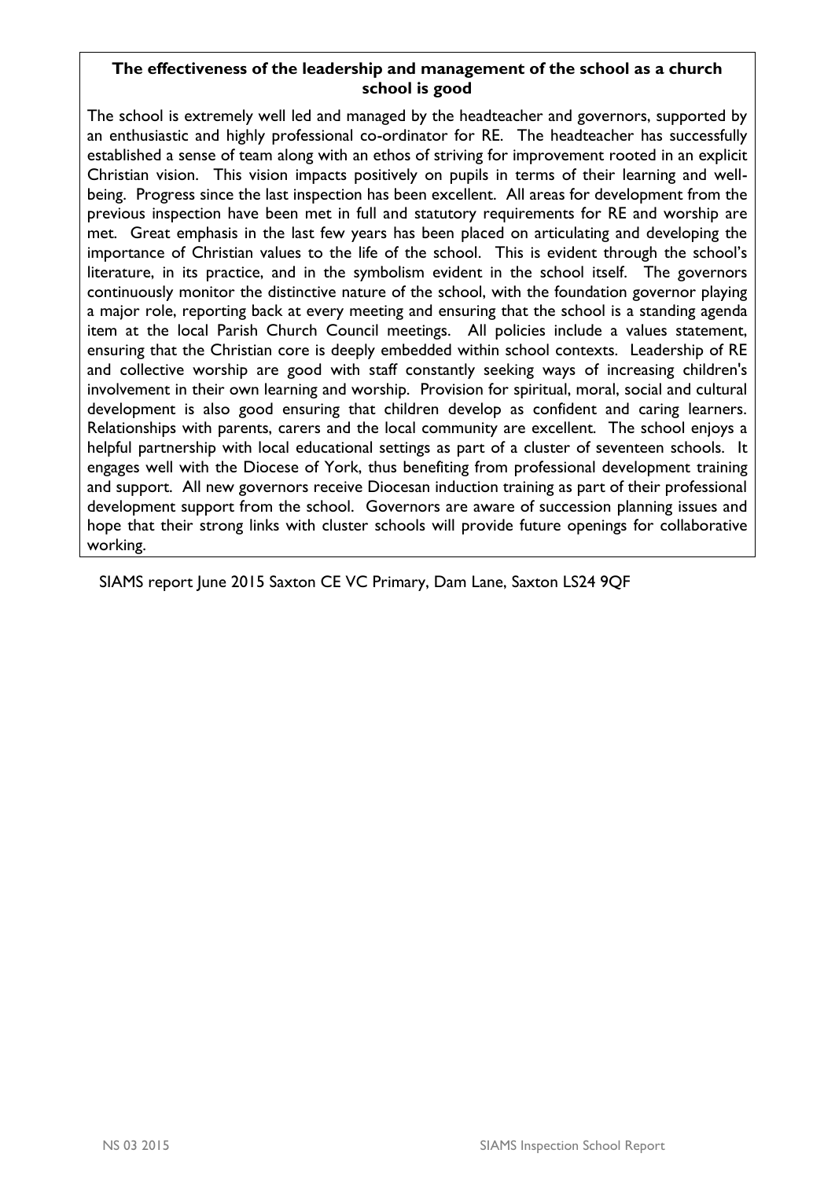**The effectiveness of the leadership and management of the school as a church school is good**

The school is extremely well led and managed by the headteacher and governors, supported by an enthusiastic and highly professional co-ordinator for RE. The headteacher has successfully established a sense of team along with an ethos of striving for improvement rooted in an explicit Christian vision. This vision impacts positively on pupils in terms of their learning and well-being. Progress since the last inspection has been excellent. All areas for development from the previous inspection have been met in full and statutory requirements for RE and worship are met. Great emphasis in the last few years has been placed on articulating and developing the importance of Christian values to the life of the school. This is evident through the school's literature, in its practice, and in the symbolism evident in the school itself. The governors continuously monitor the distinctive nature of the school, with the foundation governor playing a major role, reporting back at every meeting and ensuring that the school is a standing agenda item at the local Parish Church Council meetings. All policies include a values statement, ensuring that the Christian core is deeply embedded within school contexts. Leadership of RE and collective worship are good with staff constantly seeking ways of increasing children's involvement in their own learning and worship. Provision for spiritual, moral, social and cultural development is also good ensuring that children develop as confident and caring learners. Relationships with parents, carers and the local community are excellent. The school enjoys a helpful partnership with local educational settings as part of a cluster of seventeen schools. It engages well with the Diocese of York, thus benefiting from professional development training and support. All new governors receive Diocesan induction training as part of their professional development support from the school. Governors are aware of succession planning issues and hope that their strong links with cluster schools will provide future openings for collaborative working.

SIAMS report June 2015 Saxton CE VC Primary, Dam Lane, Saxton LS24 9QF